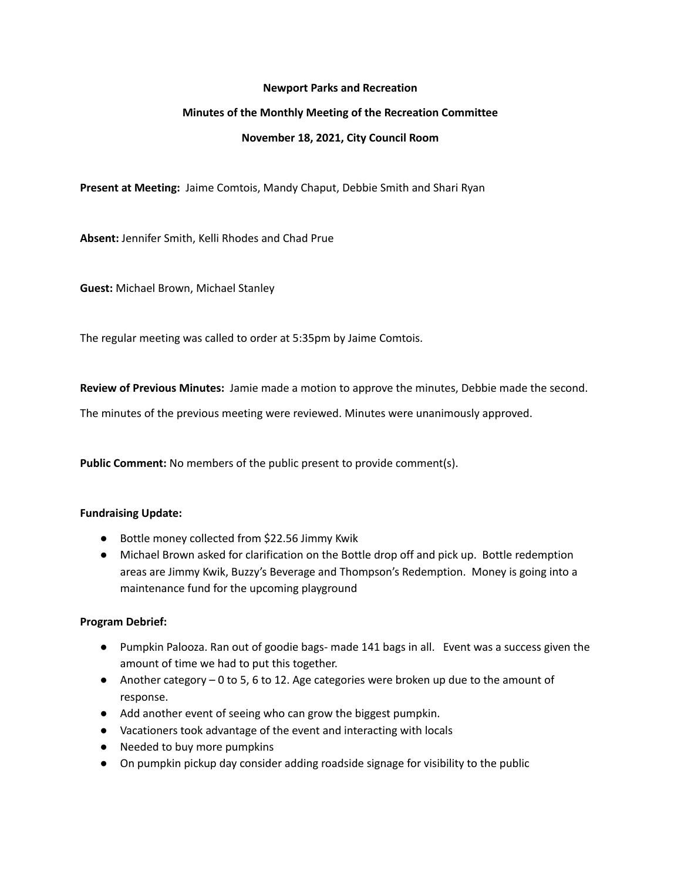**Newport Parks and Recreation**

**Minutes of the Monthly Meeting of the Recreation Committee**

**November 18, 2021, City Council Room**

**Present at Meeting:** Jaime Comtois, Mandy Chaput, Debbie Smith and Shari Ryan

**Absent:** Jennifer Smith, Kelli Rhodes and Chad Prue

**Guest:** Michael Brown, Michael Stanley

The regular meeting was called to order at 5:35pm by Jaime Comtois.

**Review of Previous Minutes:** Jamie made a motion to approve the minutes, Debbie made the second.

The minutes of the previous meeting were reviewed. Minutes were unanimously approved.

**Public Comment:** No members of the public present to provide comment(s).

**Fundraising Update:**

- Bottle money collected from $22.56 Jimmy Kwik
- Michael Brown asked for clarification on the Bottle drop off and pick up. Bottle redemption areas are Jimmy Kwik, Buzzy's Beverage and Thompson's Redemption. Money is going into a maintenance fund for the upcoming playground

**Program Debrief:**

- Pumpkin Palooza. Ran out of goodie bags- made 141 bags in all. Event was a success given the amount of time we had to put this together.
- Another category – 0 to 5, 6 to 12. Age categories were broken up due to the amount of response.
- Add another event of seeing who can grow the biggest pumpkin.
- Vacationers took advantage of the event and interacting with locals
- Needed to buy more pumpkins
- On pumpkin pickup day consider adding roadside signage for visibility to the public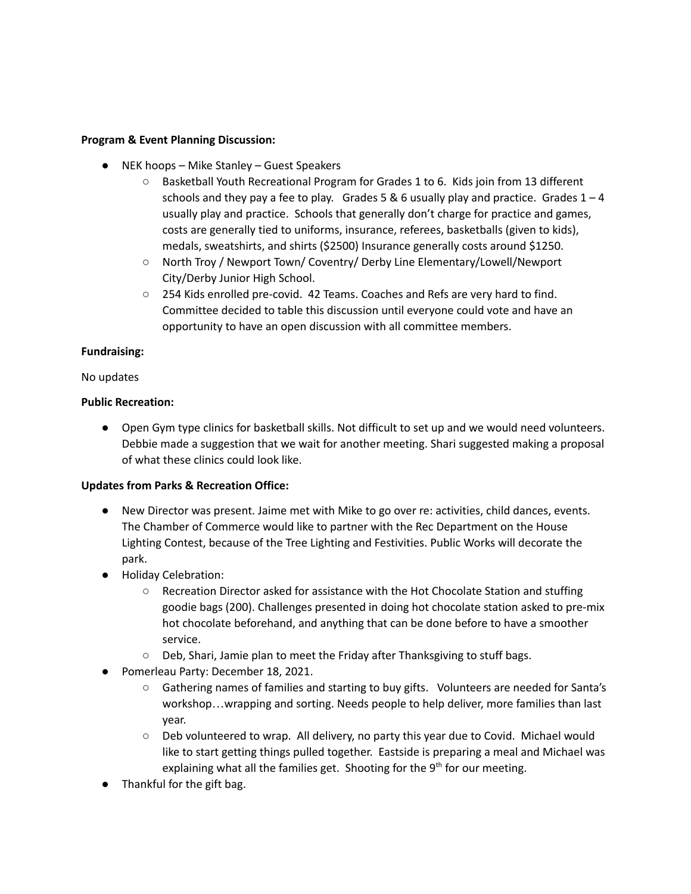**Program & Event Planning Discussion:**

- NEK hoops – Mike Stanley – Guest Speakers
  - Basketball Youth Recreational Program for Grades 1 to 6. Kids join from 13 different schools and they pay a fee to play. Grades 5 & 6 usually play and practice. Grades 1 – 4 usually play and practice. Schools that generally don't charge for practice and games, costs are generally tied to uniforms, insurance, referees, basketballs (given to kids), medals, sweatshirts, and shirts ($2500) Insurance generally costs around $1250.
  - North Troy / Newport Town/ Coventry/ Derby Line Elementary/Lowell/Newport City/Derby Junior High School.
  - 254 Kids enrolled pre-covid. 42 Teams. Coaches and Refs are very hard to find. Committee decided to table this discussion until everyone could vote and have an opportunity to have an open discussion with all committee members.

**Fundraising:**

No updates

**Public Recreation:**

- Open Gym type clinics for basketball skills. Not difficult to set up and we would need volunteers. Debbie made a suggestion that we wait for another meeting. Shari suggested making a proposal of what these clinics could look like.

**Updates from Parks & Recreation Office:**

- New Director was present. Jaime met with Mike to go over re: activities, child dances, events. The Chamber of Commerce would like to partner with the Rec Department on the House Lighting Contest, because of the Tree Lighting and Festivities. Public Works will decorate the park.
- Holiday Celebration:
  - Recreation Director asked for assistance with the Hot Chocolate Station and stuffing goodie bags (200). Challenges presented in doing hot chocolate station asked to pre-mix hot chocolate beforehand, and anything that can be done before to have a smoother service.
  - Deb, Shari, Jamie plan to meet the Friday after Thanksgiving to stuff bags.
- Pomerleau Party: December 18, 2021.
  - Gathering names of families and starting to buy gifts. Volunteers are needed for Santa's workshop…wrapping and sorting. Needs people to help deliver, more families than last year.
  - Deb volunteered to wrap. All delivery, no party this year due to Covid. Michael would like to start getting things pulled together. Eastside is preparing a meal and Michael was explaining what all the families get. Shooting for the 9th for our meeting.
- Thankful for the gift bag.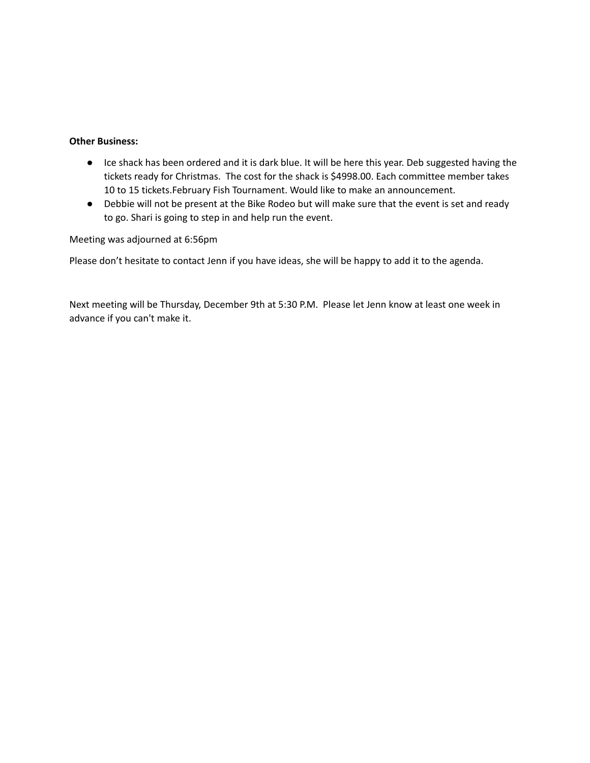**Other Business:**

- Ice shack has been ordered and it is dark blue. It will be here this year. Deb suggested having the tickets ready for Christmas.  The cost for the shack is $4998.00. Each committee member takes 10 to 15 tickets.February Fish Tournament. Would like to make an announcement.
- Debbie will not be present at the Bike Rodeo but will make sure that the event is set and ready to go. Shari is going to step in and help run the event.

Meeting was adjourned at 6:56pm

Please don't hesitate to contact Jenn if you have ideas, she will be happy to add it to the agenda.

Next meeting will be Thursday, December 9th at 5:30 P.M.  Please let Jenn know at least one week in advance if you can't make it.